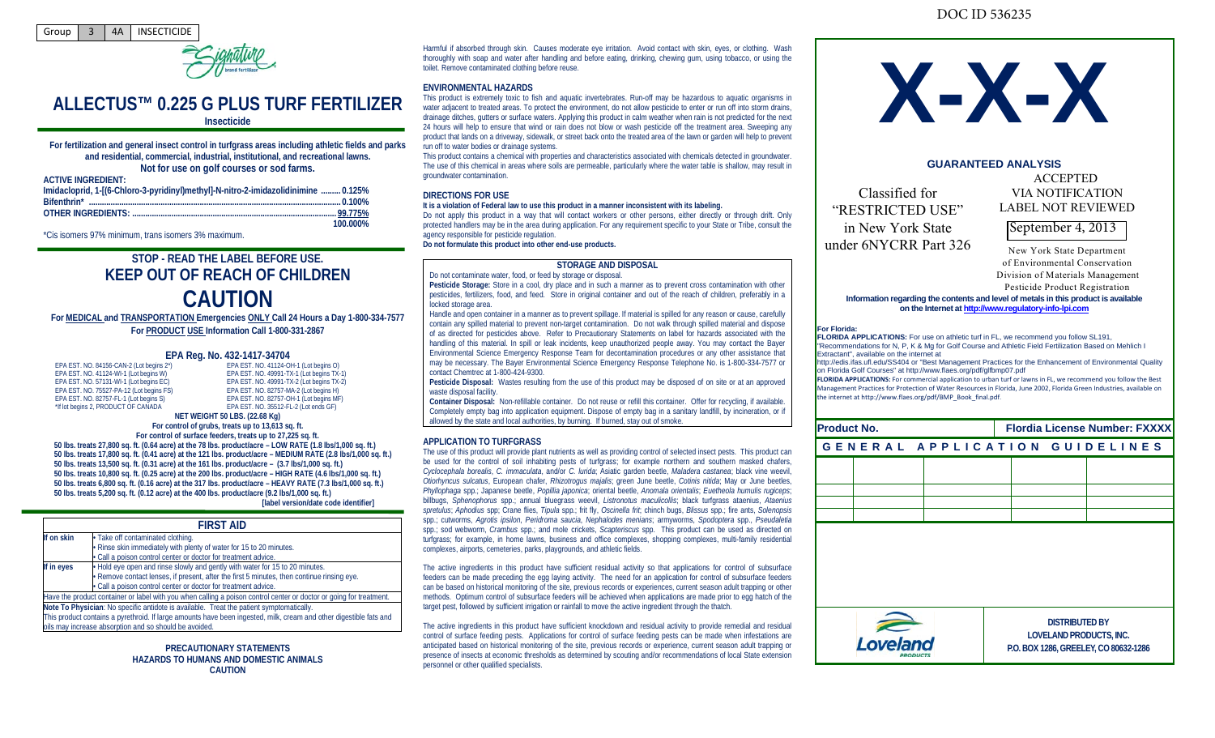| Group | 3 | 4A | INSECTICIDE |
|---|---|---|---|

# ALLECTUS™ 0.225 G PLUS TURF FERTILIZER

**Insecticide**

**For fertilization and general insect control in turfgrass areas including athletic fields and parks and residential, commercial, industrial, institutional, and recreational lawns.**
**Not for use on golf courses or sod farms.**

**ACTIVE INGREDIENT:**

| | |
|---|---|
| Imidacloprid, 1-[(6-Chloro-3-pyridinyl)methyl]-N-nitro-2-imidazolidinimine | 0.125% |
| Bifenthrin* | 0.100% |
| **OTHER INGREDIENTS:** | 99.775% |
| | 100.000% |

*Cis isomers 97% minimum, trans isomers 3% maximum.

## STOP - READ THE LABEL BEFORE USE.
## KEEP OUT OF REACH OF CHILDREN
# CAUTION

**For MEDICAL and TRANSPORTATION Emergencies ONLY Call 24 Hours a Day 1-800-334-7577**
**For PRODUCT USE Information Call 1-800-331-2867**

**EPA Reg. No. 432-1417-34704**

| | |
|---|---|
| EPA EST. NO. 84156-CAN-2 (Lot begins 2*) | EPA EST. NO. 41124-OH-1 (Lot begins O) |
| EPA EST. NO. 41124-WI-1 (Lot begins W) | EPA EST. NO. 49991-TX-1 (Lot begins TX-1) |
| EPA EST. NO. 57131-WI-1 (Lot begins EC) | EPA EST. NO. 49991-TX-2 (Lot begins TX-2) |
| EPA EST. NO. 75527-PA-12 (Lot begins FS) | EPA EST. NO. 82757-MA-2 (Lot begins H) |
| EPA EST. NO. 82757-FL-1 (Lot begins S) | EPA EST. NO. 82757-OH-1 (Lot begins MF) |
| *If lot begins 2, PRODUCT OF CANADA | EPA EST. NO. 35512-FL-2 (Lot ends GF) |

**NET WEIGHT 50 LBS. (22.68 Kg)**

**For control of grubs, treats up to 13,613 sq. ft.**
**For control of surface feeders, treats up to 27,225 sq. ft.**

**50 lbs. treats 27,800 sq. ft. (0.64 acre) at the 78 lbs. product/acre – LOW RATE (1.8 lbs/1,000 sq. ft.)**
**50 lbs. treats 17,800 sq. ft. (0.41 acre) at the 121 lbs. product/acre – MEDIUM RATE (2.8 lbs/1,000 sq. ft.)**
**50 lbs. treats 13,500 sq. ft. (0.31 acre) at the 161 lbs. product/acre – (3.7 lbs/1,000 sq. ft.)**
**50 lbs. treats 10,800 sq. ft. (0.25 acre) at the 200 lbs. product/acre – HIGH RATE (4.6 lbs/1,000 sq. ft.)**
**50 lbs. treats 6,800 sq. ft. (0.16 acre) at the 317 lbs. product/acre – HEAVY RATE (7.3 lbs/1,000 sq. ft.)**
**50 lbs. treats 5,200 sq. ft. (0.12 acre) at the 400 lbs. product/acre (9.2 lbs/1,000 sq. ft.)**

**[label version/date code identifier]**

## FIRST AID

| | |
|---|---|
| **If on skin** | • Take off contaminated clothing. • Rinse skin immediately with plenty of water for 15 to 20 minutes. • Call a poison control center or doctor for treatment advice. |
| **If in eyes** | • Hold eye open and rinse slowly and gently with water for 15 to 20 minutes. • Remove contact lenses, if present, after the first 5 minutes, then continue rinsing eye. • Call a poison control center or doctor for treatment advice. |

Have the product container or label with you when calling a poison control center or doctor or going for treatment.

**Note To Physician**: No specific antidote is available. Treat the patient symptomatically.
This product contains a pyrethroid. If large amounts have been ingested, milk, cream and other digestible fats and oils may increase absorption and so should be avoided.

## PRECAUTIONARY STATEMENTS
### HAZARDS TO HUMANS AND DOMESTIC ANIMALS
### CAUTION

Harmful if absorbed through skin. Causes moderate eye irritation. Avoid contact with skin, eyes, or clothing. Wash thoroughly with soap and water after handling and before eating, drinking, chewing gum, using tobacco, or using the toilet. Remove contaminated clothing before reuse.

### ENVIRONMENTAL HAZARDS

This product is extremely toxic to fish and aquatic invertebrates. Run-off may be hazardous to aquatic organisms in water adjacent to treated areas. To protect the environment, do not allow pesticide to enter or run off into storm drains, drainage ditches, gutters or surface waters. Applying this product in calm weather when rain is not predicted for the next 24 hours will help to ensure that wind or rain does not blow or wash pesticide off the treatment area. Sweeping any product that lands on a driveway, sidewalk, or street back onto the treated area of the lawn or garden will help to prevent run off to water bodies or drainage systems.

This product contains a chemical with properties and characteristics associated with chemicals detected in groundwater. The use of this chemical in areas where soils are permeable, particularly where the water table is shallow, may result in groundwater contamination.

### DIRECTIONS FOR USE

**It is a violation of Federal law to use this product in a manner inconsistent with its labeling.**

Do not apply this product in a way that will contact workers or other persons, either directly or through drift. Only protected handlers may be in the area during application. For any requirement specific to your State or Tribe, consult the agency responsible for pesticide regulation.

**Do not formulate this product into other end-use products.**

### STORAGE AND DISPOSAL

Do not contaminate water, food, or feed by storage or disposal.

**Pesticide Storage:** Store in a cool, dry place and in such a manner as to prevent cross contamination with other pesticides, fertilizers, food, and feed. Store in original container and out of the reach of children, preferably in a locked storage area.

Handle and open container in a manner as to prevent spillage. If material is spilled for any reason or cause, carefully contain any spilled material to prevent non-target contamination. Do not walk through spilled material and dispose of as directed for pesticides above. Refer to Precautionary Statements on label for hazards associated with the handling of this material. In spill or leak incidents, keep unauthorized people away. You may contact the Bayer Environmental Science Emergency Response Team for decontamination procedures or any other assistance that may be necessary. The Bayer Environmental Science Emergency Response Telephone No. is 1-800-334-7577 or contact Chemtrec at 1-800-424-9300.

**Pesticide Disposal:** Wastes resulting from the use of this product may be disposed of on site or at an approved waste disposal facility.

**Container Disposal:** Non-refillable container. Do not reuse or refill this container. Offer for recycling, if available. Completely empty bag into application equipment. Dispose of empty bag in a sanitary landfill, by incineration, or if allowed by the state and local authorities, by burning. If burned, stay out of smoke.

### APPLICATION TO TURFGRASS

The use of this product will provide plant nutrients as well as providing control of selected insect pests. This product can be used for the control of soil inhabiting pests of turfgrass; for example northern and southern masked chafers, *Cyclocephala borealis*, *C. immaculata*, and/or *C. lurida*; Asiatic garden beetle, *Maladera castanea*; black vine weevil, *Otiorhyncus sulcatus*, European chafer, *Rhizotrogus majalis*; green June beetle, *Cotinis nitida*; May or June beetles, *Phyllophaga* spp.; Japanese beetle, *Popillia japonica*; oriental beetle, *Anomala orientalis*; *Euetheola humulis rugiceps*; billbugs, *Sphenophorus* spp.; annual bluegrass weevil, *Listronotus maculicollis*; black turfgrass ataenius, *Ataenius spretulus*; *Aphodius* spp; Crane flies, *Tipula* spp.; frit fly, *Oscinella frit*; chinch bugs, *Blissus* spp.; fire ants, *Solenopsis* spp.; cutworms, *Agrotis ipsilon*, *Peridroma saucia*, *Nephalodes menians*; armyworms, *Spodoptera* spp., *Pseudaletia* spp.; sod webworm, *Crambus* spp.; and mole crickets, *Scapteriscus* spp. This product can be used as directed on turfgrass; for example, in home lawns, business and office complexes, shopping complexes, multi-family residential complexes, airports, cemeteries, parks, playgrounds, and athletic fields.

The active ingredients in this product have sufficient residual activity so that applications for control of subsurface feeders can be made preceding the egg laying activity. The need for an application for control of subsurface feeders can be based on historical monitoring of the site, previous records or experiences, current season adult trapping or other methods. Optimum control of subsurface feeders will be achieved when applications are made prior to egg hatch of the target pest, followed by sufficient irrigation or rainfall to move the active ingredient through the thatch.

The active ingredients in this product have sufficient knockdown and residual activity to provide remedial and residual control of surface feeding pests. Applications for control of surface feeding pests can be made when infestations are anticipated based on historical monitoring of the site, previous records or experience, current season adult trapping or presence of insects at economic thresholds as determined by scouting and/or recommendations of local State extension personnel or other qualified specialists.

DOC ID 536235

# X-X-X

### GUARANTEED ANALYSIS

Classified for "RESTRICTED USE" in New York State under 6NYCRR Part 326

ACCEPTED VIA NOTIFICATION LABEL NOT REVIEWED
September 4, 2013
New York State Department of Environmental Conservation
Division of Materials Management
Pesticide Product Registration

**Information regarding the contents and level of metals in this product is available on the Internet at http://www.regulatory-info-lpi.com**

**For Florida:**

**FLORIDA APPLICATIONS:** For use on athletic turf in FL, we recommend you follow SL191, "Recommendations for N, P, K & Mg for Golf Course and Athletic Field Fertilization Based on Mehlich I Extractant", available on the internet at http://edis.ifas.ufl.edu/SS404 or "Best Management Practices for the Enhancement of Environmental Quality on Florida Golf Courses" at http://www.flaes.org/pdf/glfbmp07.pdf

**FLORIDA APPLICATIONS:** For commercial application to urban turf or lawns in FL, we recommend you follow the Best Management Practices for Protection of Water Resources in Florida, June 2002, Florida Green Industries, available on the internet at http://www.flaes.org/pdf/BMP_Book_final.pdf.

| **Product No.** | **Flordia License Number: FXXXX** |
|---|---|

**GENERAL APPLICATION GUIDELINES**

| | | | | |
|---|---|---|---|---|
| | | | | |
| | | | | |
| | | | | |
| | | | | |

Loveland PRODUCTS

**DISTRIBUTED BY**
**LOVELAND PRODUCTS, INC.**
**P.O. BOX 1286, GREELEY, CO 80632-1286**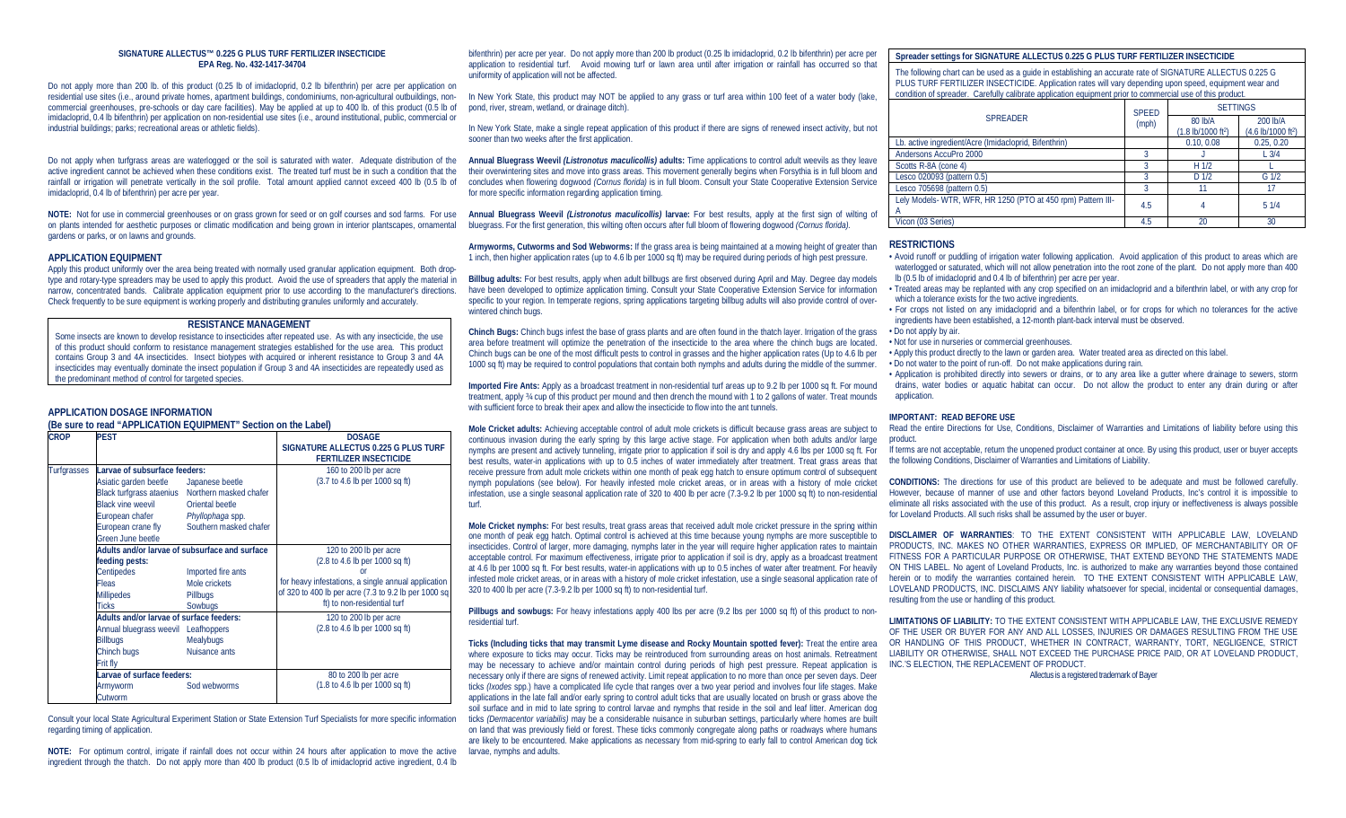#### SIGNATURE ALLECTUS™ 0.225 G PLUS TURF FERTILIZER INSECTICIDE
#### EPA Reg. No. 432-1417-34704

Do not apply more than 200 lb. of this product (0.25 lb of imidacloprid, 0.2 lb bifenthrin) per acre per application on residential use sites (i.e., around private homes, apartment buildings, condominiums, non-agricultural outbuildings, non-commercial greenhouses, pre-schools or day care facilities). May be applied at up to 400 lb. of this product (0.5 lb of imidacloprid, 0.4 lb bifenthrin) per application on non-residential use sites (i.e., around institutional, public, commercial or industrial buildings; parks; recreational areas or athletic fields).

Do not apply when turfgrass areas are waterlogged or the soil is saturated with water. Adequate distribution of the active ingredient cannot be achieved when these conditions exist. The treated turf must be in such a condition that the rainfall or irrigation will penetrate vertically in the soil profile. Total amount applied cannot exceed 400 lb (0.5 lb of imidacloprid, 0.4 lb of bifenthrin) per acre per year.

**NOTE:** Not for use in commercial greenhouses or on grass grown for seed or on golf courses and sod farms. For use on plants intended for aesthetic purposes or climatic modification and being grown in interior plantscapes, ornamental gardens or parks, or on lawns and grounds.

### APPLICATION EQUIPMENT

Apply this product uniformly over the area being treated with normally used granular application equipment. Both drop-type and rotary-type spreaders may be used to apply this product. Avoid the use of spreaders that apply the material in narrow, concentrated bands. Calibrate application equipment prior to use according to the manufacturer's directions. Check frequently to be sure equipment is working properly and distributing granules uniformly and accurately.

### RESISTANCE MANAGEMENT

Some insects are known to develop resistance to insecticides after repeated use. As with any insecticide, the use of this product should conform to resistance management strategies established for the use area. This product contains Group 3 and 4A insecticides. Insect biotypes with acquired or inherent resistance to Group 3 and 4A insecticides may eventually dominate the insect population if Group 3 and 4A insecticides are repeatedly used as the predominant method of control for targeted species.

### APPLICATION DOSAGE INFORMATION
**(Be sure to read "APPLICATION EQUIPMENT" Section on the Label)**

| CROP | PEST | | DOSAGE SIGNATURE ALLECTUS 0.225 G PLUS TURF FERTILIZER INSECTICIDE |
|---|---|---|---|
| Turfgrasses | **Larvae of subsurface feeders:** | | 160 to 200 lb per acre (3.7 to 4.6 lb per 1000 sq ft) |
| | Asiatic garden beetle | Japanese beetle | |
| | Black turfgrass ataenius | Northern masked chafer | |
| | Black vine weevil | Oriental beetle | |
| | European chafer | *Phyllophaga* spp. | |
| | European crane fly | Southern masked chafer | |
| | Green June beetle | | |
| | **Adults and/or larvae of subsurface and surface feeding pests:** | | 120 to 200 lb per acre (2.8 to 4.6 lb per 1000 sq ft) or for heavy infestations, a single annual application of 320 to 400 lb per acre (7.3 to 9.2 lb per 1000 sq ft) to non-residential turf |
| | Centipedes | Imported fire ants | |
| | Fleas | Mole crickets | |
| | Millipedes | Pillbugs | |
| | Ticks | Sowbugs | |
| | **Adults and/or larvae of surface feeders:** | | 120 to 200 lb per acre (2.8 to 4.6 lb per 1000 sq ft) |
| | Annual bluegrass weevil | Leafhoppers | |
| | Billbugs | Mealybugs | |
| | Chinch bugs | Nuisance ants | |
| | Frit fly | | |
| | **Larvae of surface feeders:** | | 80 to 200 lb per acre (1.8 to 4.6 lb per 1000 sq ft) |
| | Armyworm | Sod webworms | |
| | Cutworm | | |

Consult your local State Agricultural Experiment Station or State Extension Turf Specialists for more specific information regarding timing of application.

**NOTE:** For optimum control, irrigate if rainfall does not occur within 24 hours after application to move the active ingredient through the thatch. Do not apply more than 400 lb product (0.5 lb of imidacloprid active ingredient, 0.4 lb bifenthrin) per acre per year. Do not apply more than 200 lb product (0.25 lb imidacloprid, 0.2 lb bifenthrin) per acre per application to residential turf. Avoid mowing turf or lawn area until after irrigation or rainfall has occurred so that uniformity of application will not be affected.

In New York State, this product may NOT be applied to any grass or turf area within 100 feet of a water body (lake, pond, river, stream, wetland, or drainage ditch).

In New York State, make a single repeat application of this product if there are signs of renewed insect activity, but not sooner than two weeks after the first application.

**Annual Bluegrass Weevil *(Listronotus maculicollis)* adults:** Time applications to control adult weevils as they leave their overwintering sites and move into grass areas. This movement generally begins when Forsythia is in full bloom and concludes when flowering dogwood *(Cornus florida)* is in full bloom. Consult your State Cooperative Extension Service for more specific information regarding application timing.

**Annual Bluegrass Weevil *(Listronotus maculicollis)* larvae:** For best results, apply at the first sign of wilting of bluegrass. For the first generation, this wilting often occurs after full bloom of flowering dogwood *(Cornus florida).*

**Armyworms, Cutworms and Sod Webworms:** If the grass area is being maintained at a mowing height of greater than 1 inch, then higher application rates (up to 4.6 lb per 1000 sq ft) may be required during periods of high pest pressure.

**Billbug adults:** For best results, apply when adult billbugs are first observed during April and May. Degree day models have been developed to optimize application timing. Consult your State Cooperative Extension Service for information specific to your region. In temperate regions, spring applications targeting billbug adults will also provide control of over-wintered chinch bugs.

**Chinch Bugs:** Chinch bugs infest the base of grass plants and are often found in the thatch layer. Irrigation of the grass area before treatment will optimize the penetration of the insecticide to the area where the chinch bugs are located. Chinch bugs can be one of the most difficult pests to control in grasses and the higher application rates (Up to 4.6 lb per 1000 sq ft) may be required to control populations that contain both nymphs and adults during the middle of the summer.

**Imported Fire Ants:** Apply as a broadcast treatment in non-residential turf areas up to 9.2 lb per 1000 sq ft. For mound treatment, apply ¾ cup of this product per mound and then drench the mound with 1 to 2 gallons of water. Treat mounds with sufficient force to break their apex and allow the insecticide to flow into the ant tunnels.

**Mole Cricket adults:** Achieving acceptable control of adult mole crickets is difficult because grass areas are subject to continuous invasion during the early spring by this large active stage. For application when both adults and/or large nymphs are present and actively tunneling, irrigate prior to application if soil is dry and apply 4.6 lbs per 1000 sq ft. For best results, water-in applications with up to 0.5 inches of water immediately after treatment. Treat grass areas that receive pressure from adult mole crickets within one month of peak egg hatch to ensure optimum control of subsequent nymph populations (see below). For heavily infested mole cricket areas, or in areas with a history of mole cricket infestation, use a single seasonal application rate of 320 to 400 lb per acre (7.3-9.2 lb per 1000 sq ft) to non-residential turf.

**Mole Cricket nymphs:** For best results, treat grass areas that received adult mole cricket pressure in the spring within one month of peak egg hatch. Optimal control is achieved at this time because young nymphs are more susceptible to insecticides. Control of larger, more damaging, nymphs later in the year will require higher application rates to maintain acceptable control. For maximum effectiveness, irrigate prior to application if soil is dry, apply as a broadcast treatment at 4.6 lb per 1000 sq ft. For best results, water-in applications with up to 0.5 inches of water after treatment. For heavily infested mole cricket areas, or in areas with a history of mole cricket infestation, use a single seasonal application rate of 320 to 400 lb per acre (7.3-9.2 lb per 1000 sq ft) to non-residential turf.

**Pillbugs and sowbugs:** For heavy infestations apply 400 lbs per acre (9.2 lbs per 1000 sq ft) of this product to non-residential turf.

**Ticks (Including ticks that may transmit Lyme disease and Rocky Mountain spotted fever):** Treat the entire area where exposure to ticks may occur. Ticks may be reintroduced from surrounding areas on host animals. Retreatment may be necessary to achieve and/or maintain control during periods of high pest pressure. Repeat application is necessary only if there are signs of renewed activity. Limit repeat application to no more than once per seven days. Deer ticks *(Ixodes* spp.) have a complicated life cycle that ranges over a two year period and involves four life stages. Make applications in the late fall and/or early spring to control adult ticks that are usually located on brush or grass above the soil surface and in mid to late spring to control larvae and nymphs that reside in the soil and leaf litter. American dog ticks *(Dermacentor variabilis)* may be a considerable nuisance in suburban settings, particularly where homes are built on land that was previously field or forest. These ticks commonly congregate along paths or roadways where humans are likely to be encountered. Make applications as necessary from mid-spring to early fall to control American dog tick larvae, nymphs and adults.

#### Spreader settings for SIGNATURE ALLECTUS 0.225 G PLUS TURF FERTILIZER INSECTICIDE

The following chart can be used as a guide in establishing an accurate rate of SIGNATURE ALLECTUS 0.225 G PLUS TURF FERTILIZER INSECTICIDE. Application rates will vary depending upon speed, equipment wear and condition of spreader. Carefully calibrate application equipment prior to commercial use of this product.

| SPREADER | SPEED (mph) | SETTINGS | |
|---|---|---|---|
| | | 80 lb/A (1.8 lb/1000 ft²) | 200 lb/A (4.6 lb/1000 ft²) |
| Lb. active ingredient/Acre (Imidacloprid, Bifenthrin) | | 0.10, 0.08 | 0.25, 0.20 |
| Andersons AccuPro 2000 | 3 | J | L 3/4 |
| Scotts R-8A (cone 4) | 3 | H 1/2 | L |
| Lesco 020093 (pattern 0.5) | 3 | D 1/2 | G 1/2 |
| Lesco 705698 (pattern 0.5) | 3 | 11 | 17 |
| Lely Models- WTR, WFR, HR 1250 (PTO at 450 rpm) Pattern III-A | 4.5 | 4 | 5 1/4 |
| Vicon (03 Series) | 4.5 | 20 | 30 |

### RESTRICTIONS

- Avoid runoff or puddling of irrigation water following application. Avoid application of this product to areas which are waterlogged or saturated, which will not allow penetration into the root zone of the plant. Do not apply more than 400 lb (0.5 lb of imidacloprid and 0.4 lb of bifenthrin) per acre per year.
- Treated areas may be replanted with any crop specified on an imidacloprid and a bifenthrin label, or with any crop for which a tolerance exists for the two active ingredients.
- For crops not listed on any imidacloprid and a bifenthrin label, or for crops for which no tolerances for the active ingredients have been established, a 12-month plant-back interval must be observed.
- Do not apply by air.
- Not for use in nurseries or commercial greenhouses.
- Apply this product directly to the lawn or garden area. Water treated area as directed on this label.
- Do not water to the point of run-off. Do not make applications during rain.
- Application is prohibited directly into sewers or drains, or to any area like a gutter where drainage to sewers, storm drains, water bodies or aquatic habitat can occur. Do not allow the product to enter any drain during or after application.

#### IMPORTANT: READ BEFORE USE

Read the entire Directions for Use, Conditions, Disclaimer of Warranties and Limitations of liability before using this product.

If terms are not acceptable, return the unopened product container at once. By using this product, user or buyer accepts the following Conditions, Disclaimer of Warranties and Limitations of Liability.

**CONDITIONS:** The directions for use of this product are believed to be adequate and must be followed carefully. However, because of manner of use and other factors beyond Loveland Products, Inc's control it is impossible to eliminate all risks associated with the use of this product. As a result, crop injury or ineffectiveness is always possible for Loveland Products. All such risks shall be assumed by the user or buyer.

**DISCLAIMER OF WARRANTIES**: TO THE EXTENT CONSISTENT WITH APPLICABLE LAW, LOVELAND PRODUCTS, INC. MAKES NO OTHER WARRANTIES, EXPRESS OR IMPLIED, OF MERCHANTABILITY OR OF FITNESS FOR A PARTICULAR PURPOSE OR OTHERWISE, THAT EXTEND BEYOND THE STATEMENTS MADE ON THIS LABEL. No agent of Loveland Products, Inc. is authorized to make any warranties beyond those contained herein or to modify the warranties contained herein. TO THE EXTENT CONSISTENT WITH APPLICABLE LAW, LOVELAND PRODUCTS, INC. DISCLAIMS ANY liability whatsoever for special, incidental or consequential damages, resulting from the use or handling of this product.

**LIMITATIONS OF LIABILITY:** TO THE EXTENT CONSISTENT WITH APPLICABLE LAW, THE EXCLUSIVE REMEDY OF THE USER OR BUYER FOR ANY AND ALL LOSSES, INJURIES OR DAMAGES RESULTING FROM THE USE OR HANDLING OF THIS PRODUCT, WHETHER IN CONTRACT, WARRANTY, TORT, NEGLIGENCE, STRICT LIABILITY OR OTHERWISE, SHALL NOT EXCEED THE PURCHASE PRICE PAID, OR AT LOVELAND PRODUCT, INC.'S ELECTION, THE REPLACEMENT OF PRODUCT.

Allectus is a registered trademark of Bayer